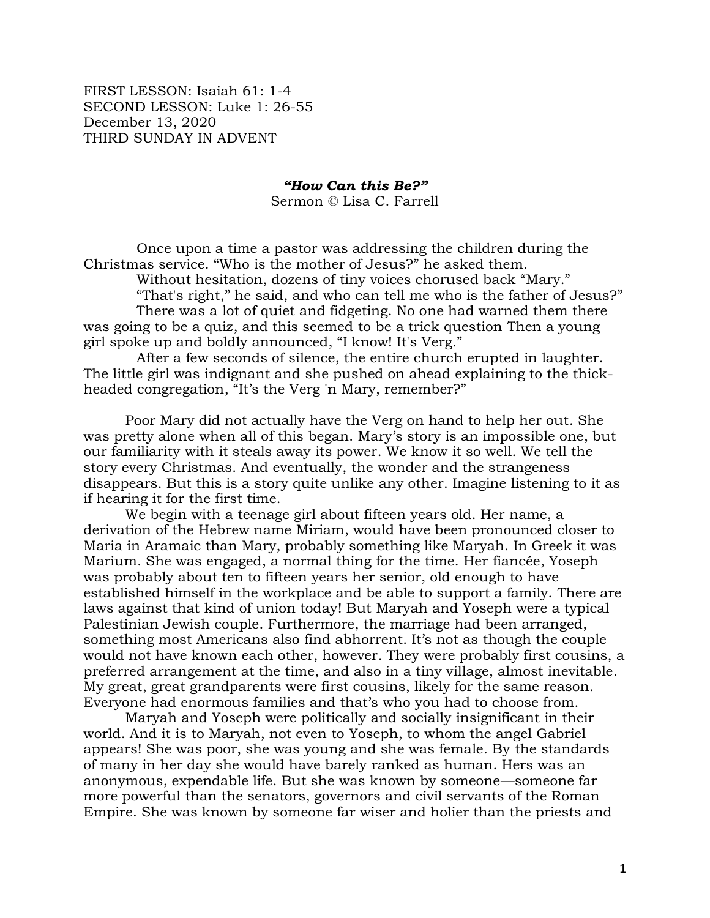FIRST LESSON: Isaiah 61: 1-4
SECOND LESSON: Luke 1: 26-55
December 13, 2020
THIRD SUNDAY IN ADVENT

## ***"How Can this Be?"***

Sermon © Lisa C. Farrell

Once upon a time a pastor was addressing the children during the Christmas service. "Who is the mother of Jesus?" he asked them.

Without hesitation, dozens of tiny voices chorused back "Mary."

"That's right," he said, and who can tell me who is the father of Jesus?"

There was a lot of quiet and fidgeting. No one had warned them there was going to be a quiz, and this seemed to be a trick question Then a young girl spoke up and boldly announced, "I know! It's Verg."

After a few seconds of silence, the entire church erupted in laughter. The little girl was indignant and she pushed on ahead explaining to the thick-headed congregation, "It's the Verg 'n Mary, remember?"

Poor Mary did not actually have the Verg on hand to help her out. She was pretty alone when all of this began. Mary's story is an impossible one, but our familiarity with it steals away its power. We know it so well. We tell the story every Christmas. And eventually, the wonder and the strangeness disappears. But this is a story quite unlike any other. Imagine listening to it as if hearing it for the first time.

We begin with a teenage girl about fifteen years old. Her name, a derivation of the Hebrew name Miriam, would have been pronounced closer to Maria in Aramaic than Mary, probably something like Maryah. In Greek it was Marium. She was engaged, a normal thing for the time. Her fiancée, Yoseph was probably about ten to fifteen years her senior, old enough to have established himself in the workplace and be able to support a family. There are laws against that kind of union today! But Maryah and Yoseph were a typical Palestinian Jewish couple. Furthermore, the marriage had been arranged, something most Americans also find abhorrent. It's not as though the couple would not have known each other, however. They were probably first cousins, a preferred arrangement at the time, and also in a tiny village, almost inevitable. My great, great grandparents were first cousins, likely for the same reason. Everyone had enormous families and that's who you had to choose from.

Maryah and Yoseph were politically and socially insignificant in their world. And it is to Maryah, not even to Yoseph, to whom the angel Gabriel appears! She was poor, she was young and she was female. By the standards of many in her day she would have barely ranked as human. Hers was an anonymous, expendable life. But she was known by someone—someone far more powerful than the senators, governors and civil servants of the Roman Empire. She was known by someone far wiser and holier than the priests and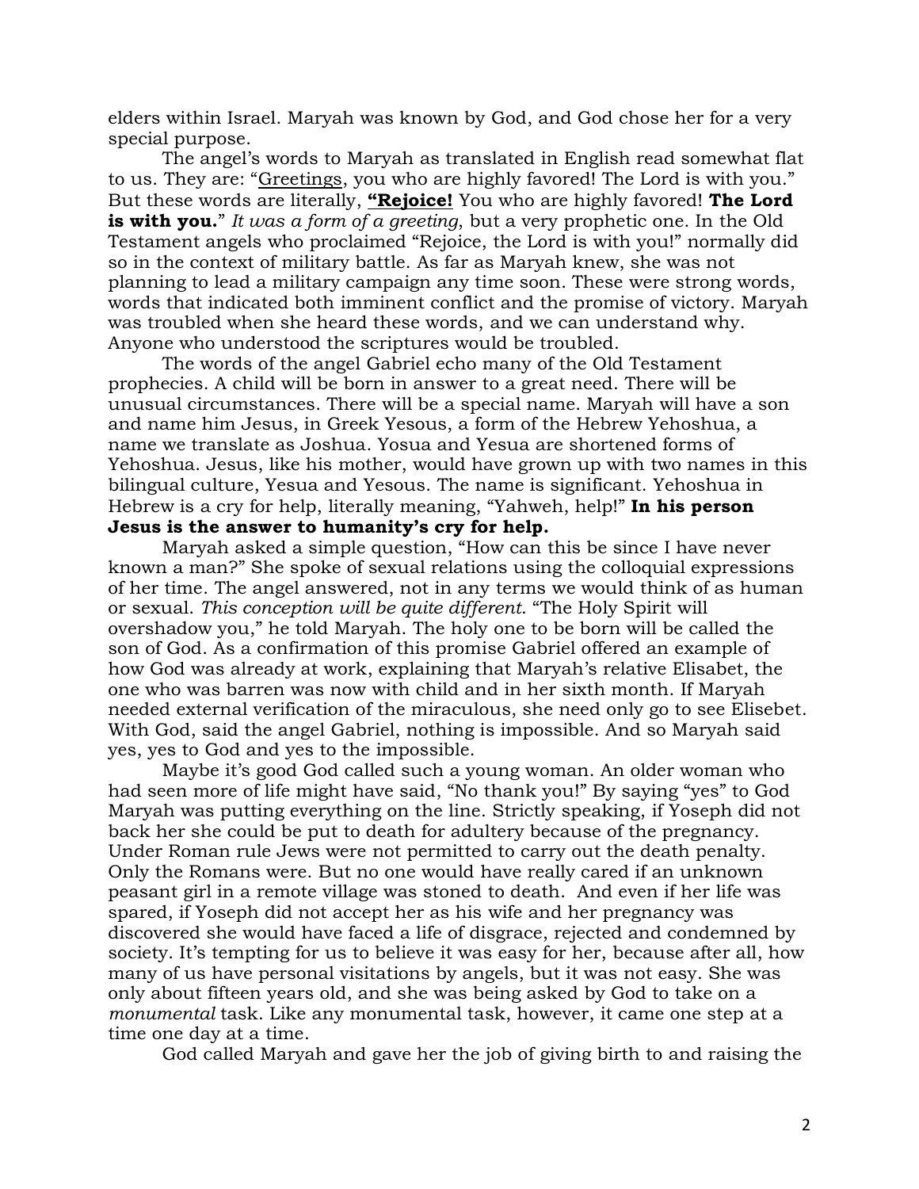elders within Israel. Maryah was known by God, and God chose her for a very special purpose.

The angel's words to Maryah as translated in English read somewhat flat to us. They are: "<u>Greetings</u>, you who are highly favored! The Lord is with you." But these words are literally, **<u>"Rejoice!</u>** You who are highly favored! **The Lord is with you.**" *It was a form of a greeting*, but a very prophetic one. In the Old Testament angels who proclaimed "Rejoice, the Lord is with you!" normally did so in the context of military battle. As far as Maryah knew, she was not planning to lead a military campaign any time soon. These were strong words, words that indicated both imminent conflict and the promise of victory. Maryah was troubled when she heard these words, and we can understand why. Anyone who understood the scriptures would be troubled.

The words of the angel Gabriel echo many of the Old Testament prophecies. A child will be born in answer to a great need. There will be unusual circumstances. There will be a special name. Maryah will have a son and name him Jesus, in Greek Yesous, a form of the Hebrew Yehoshua, a name we translate as Joshua. Yosua and Yesua are shortened forms of Yehoshua. Jesus, like his mother, would have grown up with two names in this bilingual culture, Yesua and Yesous. The name is significant. Yehoshua in Hebrew is a cry for help, literally meaning, "Yahweh, help!" **In his person Jesus is the answer to humanity's cry for help.**

Maryah asked a simple question, "How can this be since I have never known a man?" She spoke of sexual relations using the colloquial expressions of her time. The angel answered, not in any terms we would think of as human or sexual. *This conception will be quite different*. "The Holy Spirit will overshadow you," he told Maryah. The holy one to be born will be called the son of God. As a confirmation of this promise Gabriel offered an example of how God was already at work, explaining that Maryah's relative Elisabet, the one who was barren was now with child and in her sixth month. If Maryah needed external verification of the miraculous, she need only go to see Elisebet. With God, said the angel Gabriel, nothing is impossible. And so Maryah said yes, yes to God and yes to the impossible.

Maybe it's good God called such a young woman. An older woman who had seen more of life might have said, "No thank you!" By saying "yes" to God Maryah was putting everything on the line. Strictly speaking, if Yoseph did not back her she could be put to death for adultery because of the pregnancy. Under Roman rule Jews were not permitted to carry out the death penalty. Only the Romans were. But no one would have really cared if an unknown peasant girl in a remote village was stoned to death. And even if her life was spared, if Yoseph did not accept her as his wife and her pregnancy was discovered she would have faced a life of disgrace, rejected and condemned by society. It's tempting for us to believe it was easy for her, because after all, how many of us have personal visitations by angels, but it was not easy. She was only about fifteen years old, and she was being asked by God to take on a *monumental* task. Like any monumental task, however, it came one step at a time one day at a time.

God called Maryah and gave her the job of giving birth to and raising the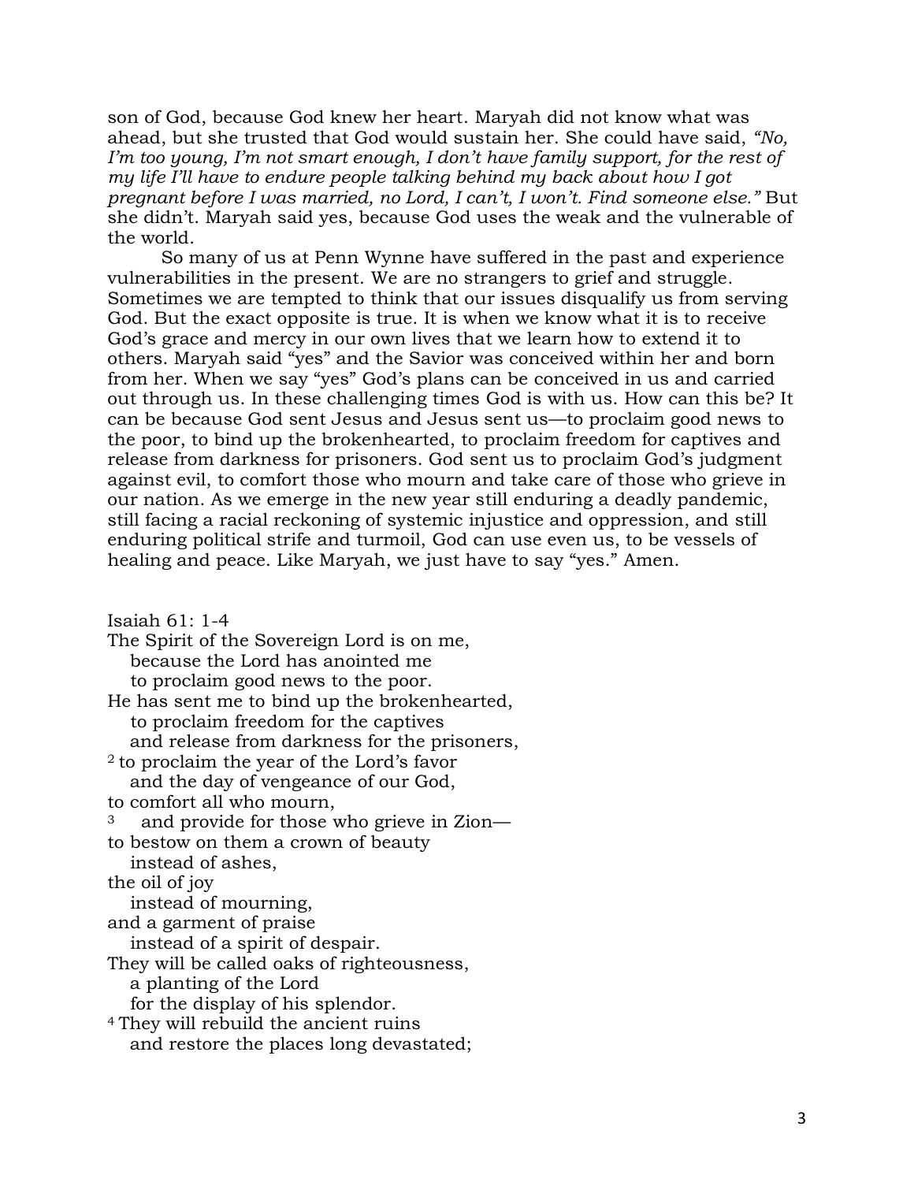son of God, because God knew her heart. Maryah did not know what was ahead, but she trusted that God would sustain her. She could have said, *"No, I'm too young, I'm not smart enough, I don't have family support, for the rest of my life I'll have to endure people talking behind my back about how I got pregnant before I was married, no Lord, I can't, I won't. Find someone else."* But she didn't. Maryah said yes, because God uses the weak and the vulnerable of the world.

So many of us at Penn Wynne have suffered in the past and experience vulnerabilities in the present. We are no strangers to grief and struggle. Sometimes we are tempted to think that our issues disqualify us from serving God. But the exact opposite is true. It is when we know what it is to receive God's grace and mercy in our own lives that we learn how to extend it to others. Maryah said "yes" and the Savior was conceived within her and born from her. When we say "yes" God's plans can be conceived in us and carried out through us. In these challenging times God is with us. How can this be? It can be because God sent Jesus and Jesus sent us—to proclaim good news to the poor, to bind up the brokenhearted, to proclaim freedom for captives and release from darkness for prisoners. God sent us to proclaim God's judgment against evil, to comfort those who mourn and take care of those who grieve in our nation. As we emerge in the new year still enduring a deadly pandemic, still facing a racial reckoning of systemic injustice and oppression, and still enduring political strife and turmoil, God can use even us, to be vessels of healing and peace. Like Maryah, we just have to say "yes." Amen.

Isaiah 61: 1-4

The Spirit of the Sovereign Lord is on me,  
  because the Lord has anointed me  
  to proclaim good news to the poor.  
He has sent me to bind up the brokenhearted,  
  to proclaim freedom for the captives  
  and release from darkness for the prisoners,  
[2] to proclaim the year of the Lord's favor  
  and the day of vengeance of our God,  
to comfort all who mourn,  
[3] and provide for those who grieve in Zion—  
to bestow on them a crown of beauty  
  instead of ashes,  
the oil of joy  
  instead of mourning,  
and a garment of praise  
  instead of a spirit of despair.  
They will be called oaks of righteousness,  
  a planting of the Lord  
  for the display of his splendor.  
[4] They will rebuild the ancient ruins  
  and restore the places long devastated;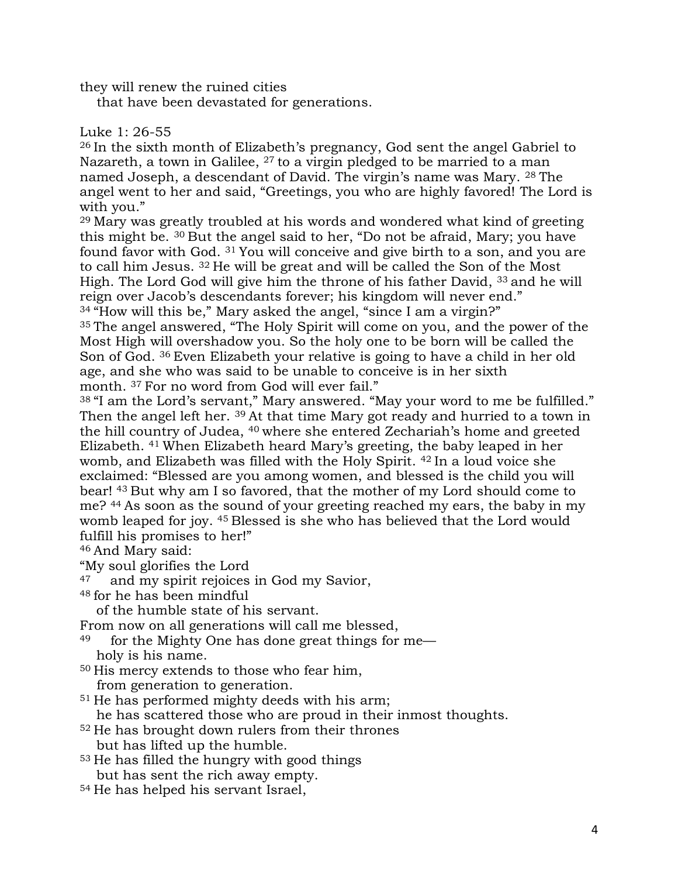they will renew the ruined cities
   that have been devastated for generations.

Luke 1: 26-55

[26] In the sixth month of Elizabeth's pregnancy, God sent the angel Gabriel to Nazareth, a town in Galilee, [27] to a virgin pledged to be married to a man named Joseph, a descendant of David. The virgin's name was Mary. [28] The angel went to her and said, "Greetings, you who are highly favored! The Lord is with you."

[29] Mary was greatly troubled at his words and wondered what kind of greeting this might be. [30] But the angel said to her, "Do not be afraid, Mary; you have found favor with God. [31] You will conceive and give birth to a son, and you are to call him Jesus. [32] He will be great and will be called the Son of the Most High. The Lord God will give him the throne of his father David, [33] and he will reign over Jacob's descendants forever; his kingdom will never end."

[34] "How will this be," Mary asked the angel, "since I am a virgin?"

[35] The angel answered, "The Holy Spirit will come on you, and the power of the Most High will overshadow you. So the holy one to be born will be called the Son of God. [36] Even Elizabeth your relative is going to have a child in her old age, and she who was said to be unable to conceive is in her sixth month. [37] For no word from God will ever fail."

[38] "I am the Lord's servant," Mary answered. "May your word to me be fulfilled." Then the angel left her. [39] At that time Mary got ready and hurried to a town in the hill country of Judea, [40] where she entered Zechariah's home and greeted Elizabeth. [41] When Elizabeth heard Mary's greeting, the baby leaped in her womb, and Elizabeth was filled with the Holy Spirit. [42] In a loud voice she exclaimed: "Blessed are you among women, and blessed is the child you will bear! [43] But why am I so favored, that the mother of my Lord should come to me? [44] As soon as the sound of your greeting reached my ears, the baby in my womb leaped for joy. [45] Blessed is she who has believed that the Lord would fulfill his promises to her!"

[46] And Mary said:

"My soul glorifies the Lord
[47]    and my spirit rejoices in God my Savior,
[48] for he has been mindful
   of the humble state of his servant.
From now on all generations will call me blessed,
[49]    for the Mighty One has done great things for me—
   holy is his name.
[50] His mercy extends to those who fear him,
   from generation to generation.
[51] He has performed mighty deeds with his arm;
   he has scattered those who are proud in their inmost thoughts.
[52] He has brought down rulers from their thrones
   but has lifted up the humble.
[53] He has filled the hungry with good things
   but has sent the rich away empty.
[54] He has helped his servant Israel,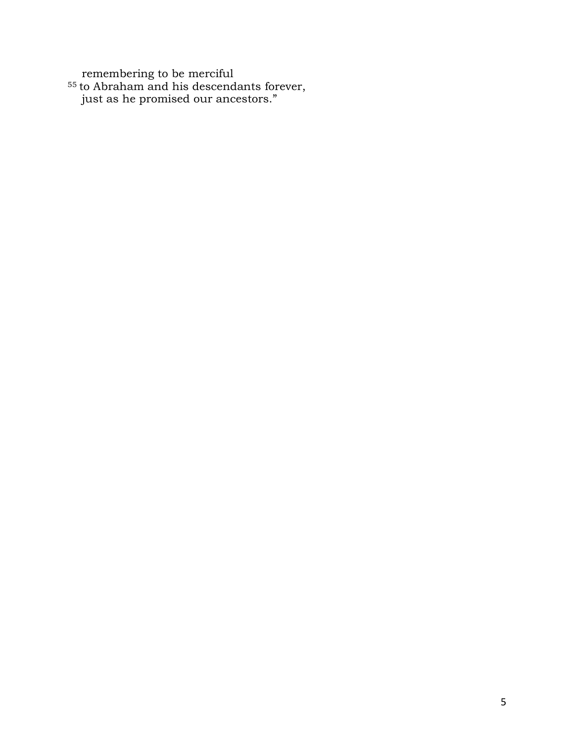remembering to be merciful
[55] to Abraham and his descendants forever,
just as he promised our ancestors."